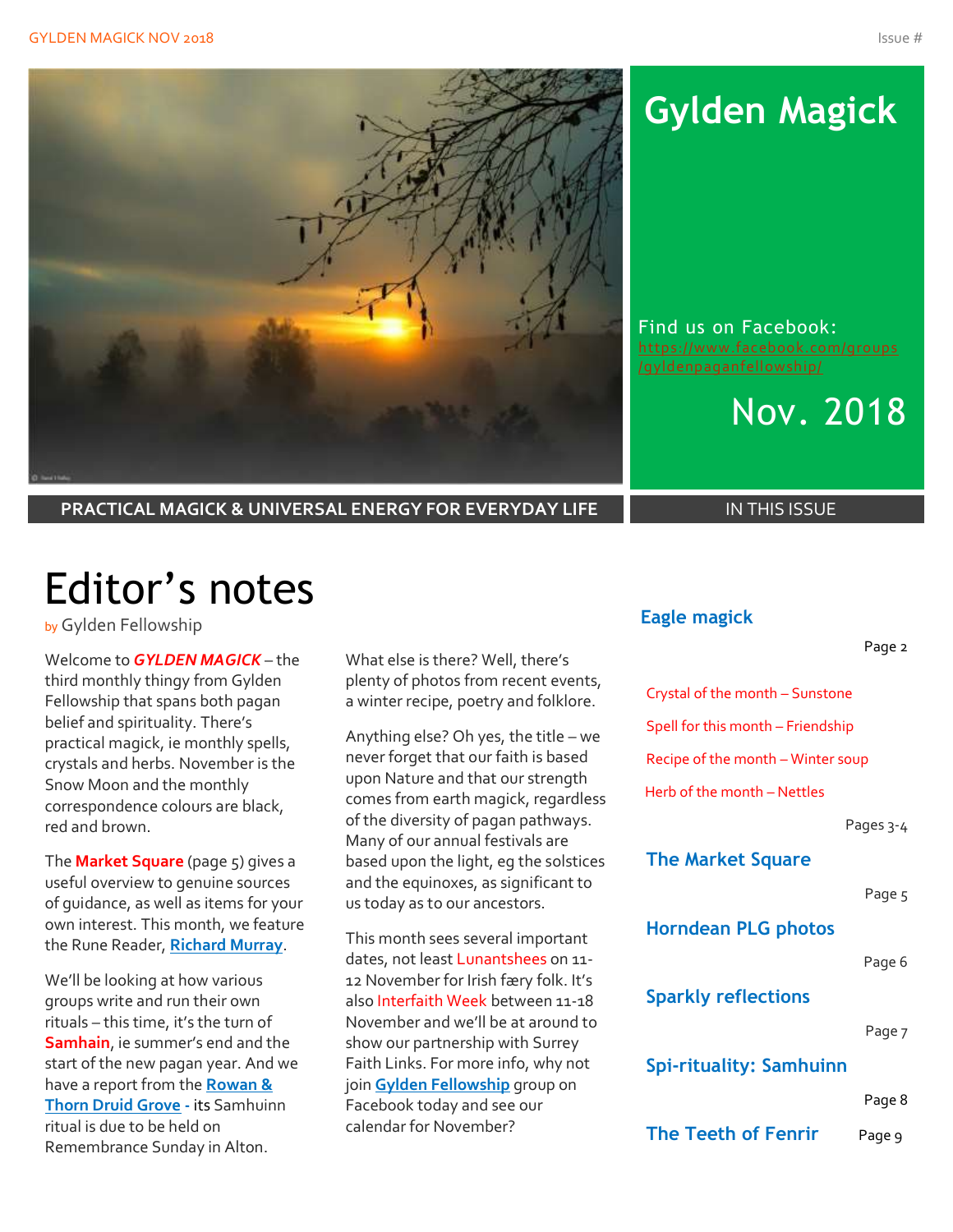# Gylden Magick

Find us on Facebook: https://www.facebook.com/groups/gyldenpaganfellowship/

Nov. 2018

**PRACTICAL MAGICK & UNIVERSAL ENERGY FOR EVERYDAY LIFE**

## Editor's notes

by Gylden Fellowship

Welcome to ***GYLDEN MAGICK*** – the third monthly thingy from Gylden Fellowship that spans both pagan belief and spirituality. There's practical magick, ie monthly spells, crystals and herbs. November is the Snow Moon and the monthly correspondence colours are black, red and brown.

The **Market Square** (page 5) gives a useful overview to genuine sources of guidance, as well as items for your own interest. This month, we feature the Rune Reader, **Richard Murray**.

We'll be looking at how various groups write and run their own rituals – this time, it's the turn of **Samhain**, ie summer's end and the start of the new pagan year. And we have a report from the **Rowan & Thorn Druid Grove** - its Samhuinn ritual is due to be held on Remembrance Sunday in Alton.

What else is there? Well, there's plenty of photos from recent events, a winter recipe, poetry and folklore.

Anything else? Oh yes, the title – we never forget that our faith is based upon Nature and that our strength comes from earth magick, regardless of the diversity of pagan pathways. Many of our annual festivals are based upon the light, eg the solstices and the equinoxes, as significant to us today as to our ancestors.

This month sees several important dates, not least Lunantshees on 11-12 November for Irish færy folk. It's also Interfaith Week between 11-18 November and we'll be at around to show our partnership with Surrey Faith Links. For more info, why not join **Gylden Fellowship** group on Facebook today and see our calendar for November?

## IN THIS ISSUE

**Eagle magick** — Page 2

- Crystal of the month – Sunstone
- Spell for this month – Friendship
- Recipe of the month – Winter soup
- Herb of the month – Nettles

Pages 3-4

**The Market Square** — Page 5

**Horndean PLG photos** — Page 6

**Sparkly reflections** — Page 7

**Spi-rituality: Samhuinn** — Page 8

**The Teeth of Fenrir** — Page 9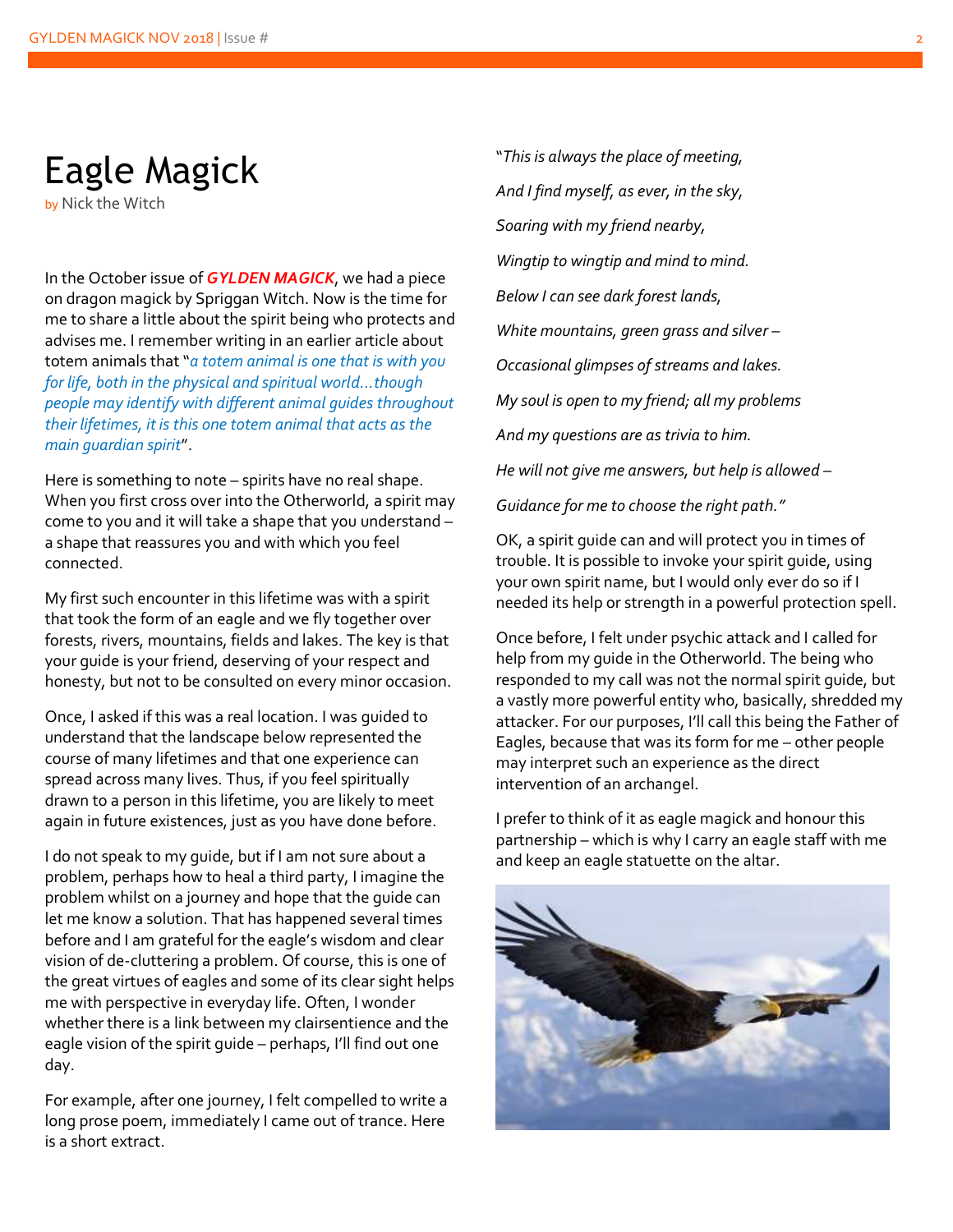# Eagle Magick

by Nick the Witch

In the October issue of ***GYLDEN MAGICK***, we had a piece on dragon magick by Spriggan Witch. Now is the time for me to share a little about the spirit being who protects and advises me. I remember writing in an earlier article about totem animals that "*a totem animal is one that is with you for life, both in the physical and spiritual world…though people may identify with different animal guides throughout their lifetimes, it is this one totem animal that acts as the main guardian spirit*".

Here is something to note – spirits have no real shape. When you first cross over into the Otherworld, a spirit may come to you and it will take a shape that you understand – a shape that reassures you and with which you feel connected.

My first such encounter in this lifetime was with a spirit that took the form of an eagle and we fly together over forests, rivers, mountains, fields and lakes. The key is that your guide is your friend, deserving of your respect and honesty, but not to be consulted on every minor occasion.

Once, I asked if this was a real location. I was guided to understand that the landscape below represented the course of many lifetimes and that one experience can spread across many lives. Thus, if you feel spiritually drawn to a person in this lifetime, you are likely to meet again in future existences, just as you have done before.

I do not speak to my guide, but if I am not sure about a problem, perhaps how to heal a third party, I imagine the problem whilst on a journey and hope that the guide can let me know a solution. That has happened several times before and I am grateful for the eagle's wisdom and clear vision of de-cluttering a problem. Of course, this is one of the great virtues of eagles and some of its clear sight helps me with perspective in everyday life. Often, I wonder whether there is a link between my clairsentience and the eagle vision of the spirit guide – perhaps, I'll find out one day.

For example, after one journey, I felt compelled to write a long prose poem, immediately I came out of trance. Here is a short extract.

"*This is always the place of meeting,*

*And I find myself, as ever, in the sky,*

*Soaring with my friend nearby,*

*Wingtip to wingtip and mind to mind.*

*Below I can see dark forest lands,*

*White mountains, green grass and silver –*

*Occasional glimpses of streams and lakes.*

*My soul is open to my friend; all my problems*

*And my questions are as trivia to him.*

*He will not give me answers, but help is allowed –*

*Guidance for me to choose the right path."*

OK, a spirit guide can and will protect you in times of trouble. It is possible to invoke your spirit guide, using your own spirit name, but I would only ever do so if I needed its help or strength in a powerful protection spell.

Once before, I felt under psychic attack and I called for help from my guide in the Otherworld. The being who responded to my call was not the normal spirit guide, but a vastly more powerful entity who, basically, shredded my attacker. For our purposes, I'll call this being the Father of Eagles, because that was its form for me – other people may interpret such an experience as the direct intervention of an archangel.

I prefer to think of it as eagle magick and honour this partnership – which is why I carry an eagle staff with me and keep an eagle statuette on the altar.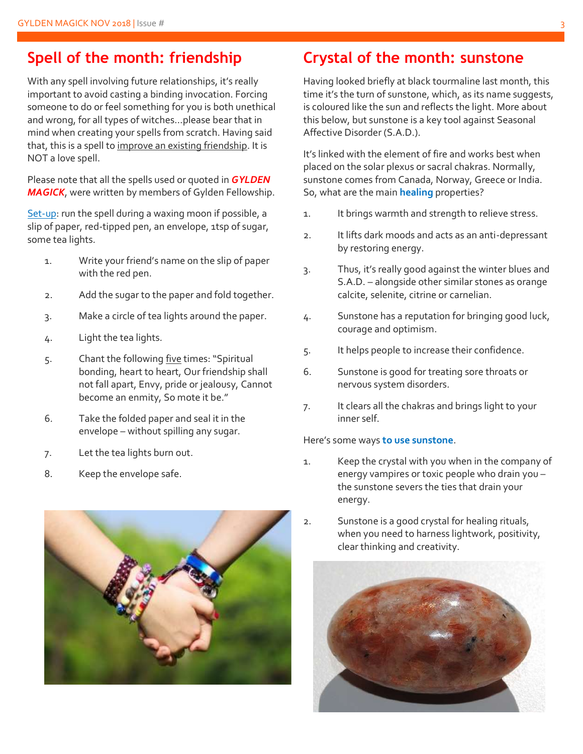## Spell of the month: friendship

With any spell involving future relationships, it's really important to avoid casting a binding invocation. Forcing someone to do or feel something for you is both unethical and wrong, for all types of witches...please bear that in mind when creating your spells from scratch. Having said that, this is a spell to improve an existing friendship. It is NOT a love spell.

Please note that all the spells used or quoted in ***GYLDEN MAGICK***, were written by members of Gylden Fellowship.

Set-up: run the spell during a waxing moon if possible, a slip of paper, red-tipped pen, an envelope, 1tsp of sugar, some tea lights.

1. Write your friend's name on the slip of paper with the red pen.
2. Add the sugar to the paper and fold together.
3. Make a circle of tea lights around the paper.
4. Light the tea lights.
5. Chant the following five times: "Spiritual bonding, heart to heart, Our friendship shall not fall apart, Envy, pride or jealousy, Cannot become an enmity, So mote it be."
6. Take the folded paper and seal it in the envelope – without spilling any sugar.
7. Let the tea lights burn out.
8. Keep the envelope safe.

## Crystal of the month: sunstone

Having looked briefly at black tourmaline last month, this time it's the turn of sunstone, which, as its name suggests, is coloured like the sun and reflects the light. More about this below, but sunstone is a key tool against Seasonal Affective Disorder (S.A.D.).

It's linked with the element of fire and works best when placed on the solar plexus or sacral chakras. Normally, sunstone comes from Canada, Norway, Greece or India. So, what are the main **healing** properties?

1. It brings warmth and strength to relieve stress.
2. It lifts dark moods and acts as an anti-depressant by restoring energy.
3. Thus, it's really good against the winter blues and S.A.D. – alongside other similar stones as orange calcite, selenite, citrine or carnelian.
4. Sunstone has a reputation for bringing good luck, courage and optimism.
5. It helps people to increase their confidence.
6. Sunstone is good for treating sore throats or nervous system disorders.
7. It clears all the chakras and brings light to your inner self.

Here's some ways **to use sunstone**.

1. Keep the crystal with you when in the company of energy vampires or toxic people who drain you – the sunstone severs the ties that drain your energy.
2. Sunstone is a good crystal for healing rituals, when you need to harness lightwork, positivity, clear thinking and creativity.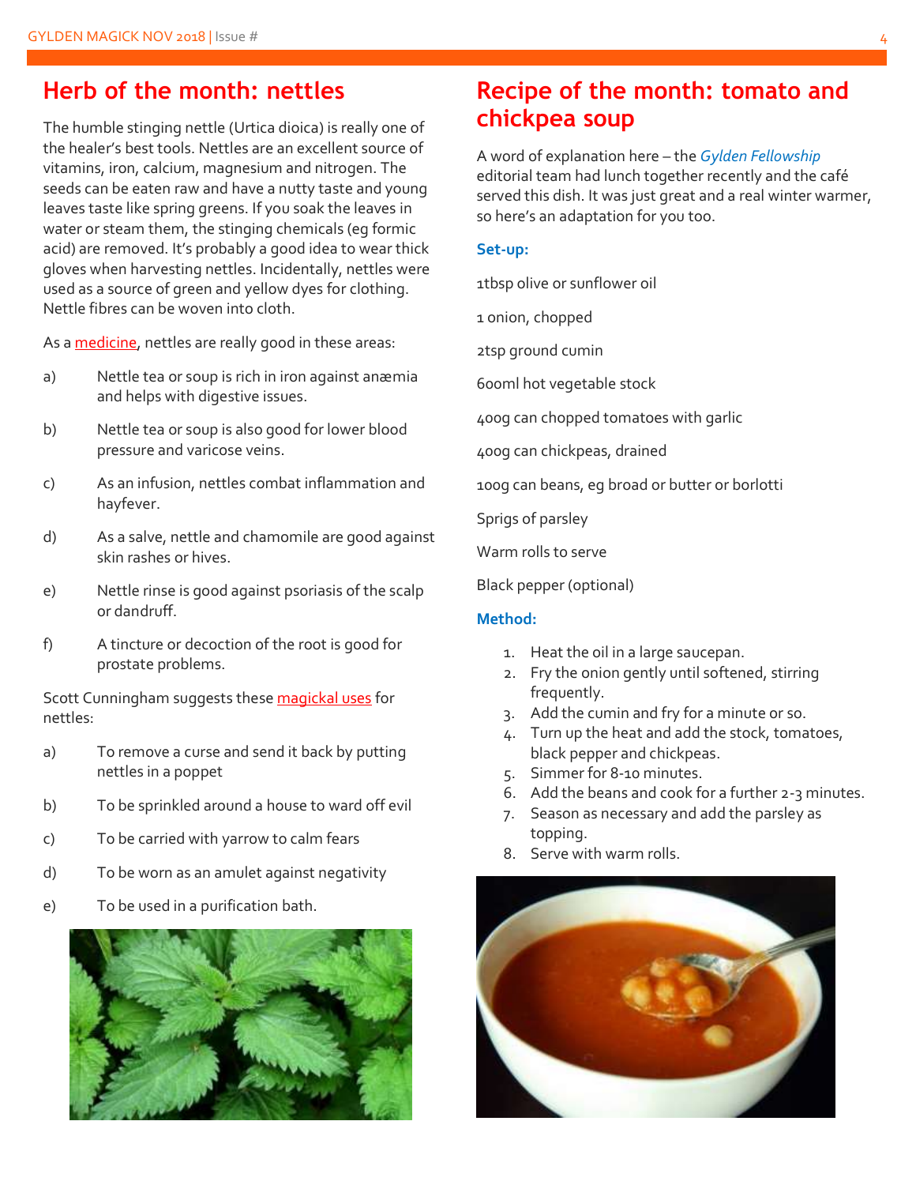## Herb of the month: nettles

The humble stinging nettle (Urtica dioica) is really one of the healer's best tools. Nettles are an excellent source of vitamins, iron, calcium, magnesium and nitrogen. The seeds can be eaten raw and have a nutty taste and young leaves taste like spring greens. If you soak the leaves in water or steam them, the stinging chemicals (eg formic acid) are removed. It's probably a good idea to wear thick gloves when harvesting nettles. Incidentally, nettles were used as a source of green and yellow dyes for clothing. Nettle fibres can be woven into cloth.

As a medicine, nettles are really good in these areas:

a) Nettle tea or soup is rich in iron against anæmia and helps with digestive issues.

b) Nettle tea or soup is also good for lower blood pressure and varicose veins.

c) As an infusion, nettles combat inflammation and hayfever.

d) As a salve, nettle and chamomile are good against skin rashes or hives.

e) Nettle rinse is good against psoriasis of the scalp or dandruff.

f) A tincture or decoction of the root is good for prostate problems.

Scott Cunningham suggests these magickal uses for nettles:

a) To remove a curse and send it back by putting nettles in a poppet

b) To be sprinkled around a house to ward off evil

c) To be carried with yarrow to calm fears

d) To be worn as an amulet against negativity

e) To be used in a purification bath.

## Recipe of the month: tomato and chickpea soup

A word of explanation here – the *Gylden Fellowship* editorial team had lunch together recently and the café served this dish. It was just great and a real winter warmer, so here's an adaptation for you too.

**Set-up:**

1tbsp olive or sunflower oil

1 onion, chopped

2tsp ground cumin

600ml hot vegetable stock

400g can chopped tomatoes with garlic

400g can chickpeas, drained

100g can beans, eg broad or butter or borlotti

Sprigs of parsley

Warm rolls to serve

Black pepper (optional)

**Method:**

1. Heat the oil in a large saucepan.
2. Fry the onion gently until softened, stirring frequently.
3. Add the cumin and fry for a minute or so.
4. Turn up the heat and add the stock, tomatoes, black pepper and chickpeas.
5. Simmer for 8-10 minutes.
6. Add the beans and cook for a further 2-3 minutes.
7. Season as necessary and add the parsley as topping.
8. Serve with warm rolls.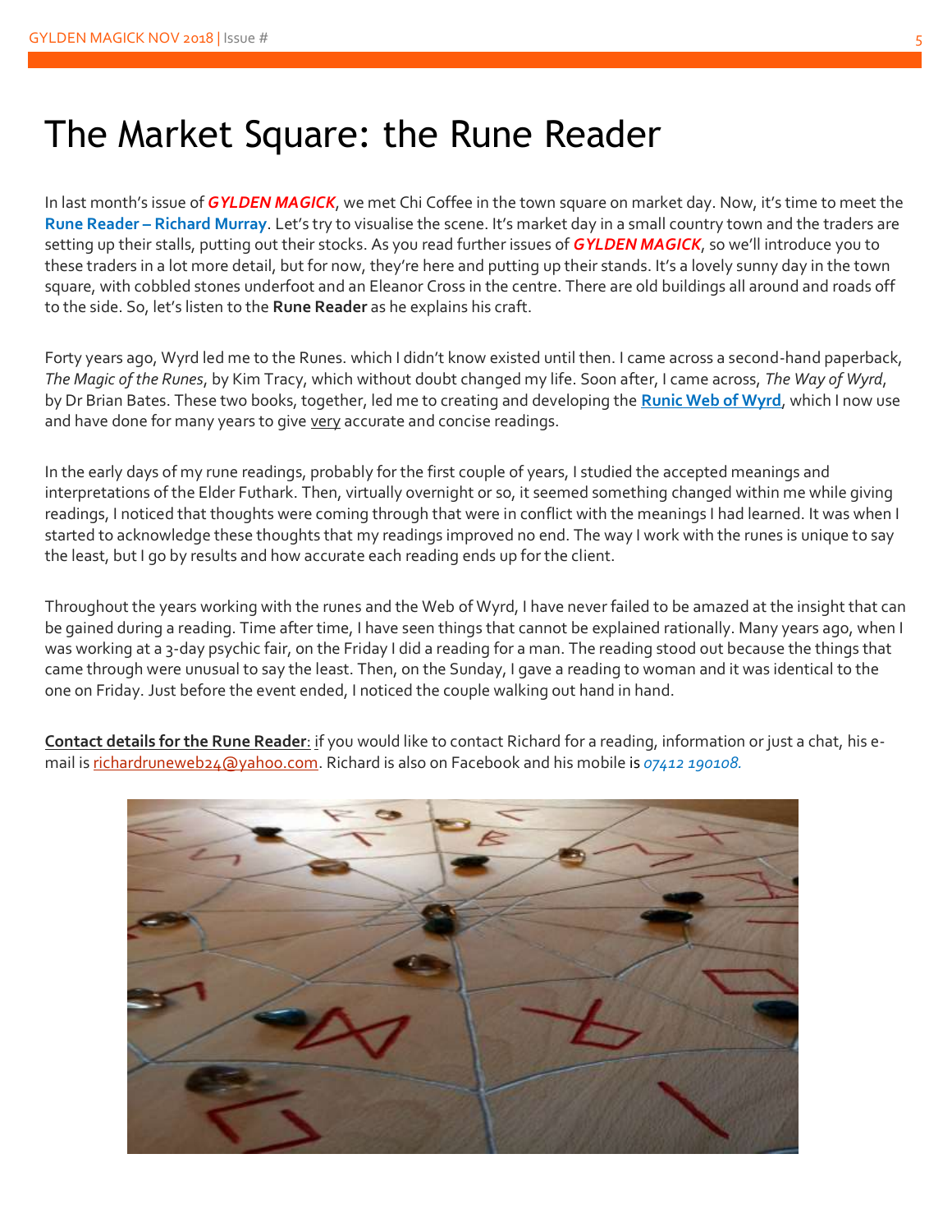# The Market Square: the Rune Reader

In last month's issue of ***GYLDEN MAGICK***, we met Chi Coffee in the town square on market day. Now, it's time to meet the **Rune Reader – Richard Murray**. Let's try to visualise the scene. It's market day in a small country town and the traders are setting up their stalls, putting out their stocks. As you read further issues of ***GYLDEN MAGICK***, so we'll introduce you to these traders in a lot more detail, but for now, they're here and putting up their stands. It's a lovely sunny day in the town square, with cobbled stones underfoot and an Eleanor Cross in the centre. There are old buildings all around and roads off to the side. So, let's listen to the **Rune Reader** as he explains his craft.

Forty years ago, Wyrd led me to the Runes. which I didn't know existed until then. I came across a second-hand paperback, *The Magic of the Runes*, by Kim Tracy, which without doubt changed my life. Soon after, I came across, *The Way of Wyrd*, by Dr Brian Bates. These two books, together, led me to creating and developing the **Runic Web of Wyrd**, which I now use and have done for many years to give very accurate and concise readings.

In the early days of my rune readings, probably for the first couple of years, I studied the accepted meanings and interpretations of the Elder Futhark. Then, virtually overnight or so, it seemed something changed within me while giving readings, I noticed that thoughts were coming through that were in conflict with the meanings I had learned. It was when I started to acknowledge these thoughts that my readings improved no end. The way I work with the runes is unique to say the least, but I go by results and how accurate each reading ends up for the client.

Throughout the years working with the runes and the Web of Wyrd, I have never failed to be amazed at the insight that can be gained during a reading. Time after time, I have seen things that cannot be explained rationally. Many years ago, when I was working at a 3-day psychic fair, on the Friday I did a reading for a man. The reading stood out because the things that came through were unusual to say the least. Then, on the Sunday, I gave a reading to woman and it was identical to the one on Friday. Just before the event ended, I noticed the couple walking out hand in hand.

**Contact details for the Rune Reader**: if you would like to contact Richard for a reading, information or just a chat, his e-mail is richardruneweb24@yahoo.com. Richard is also on Facebook and his mobile is *07412 190108.*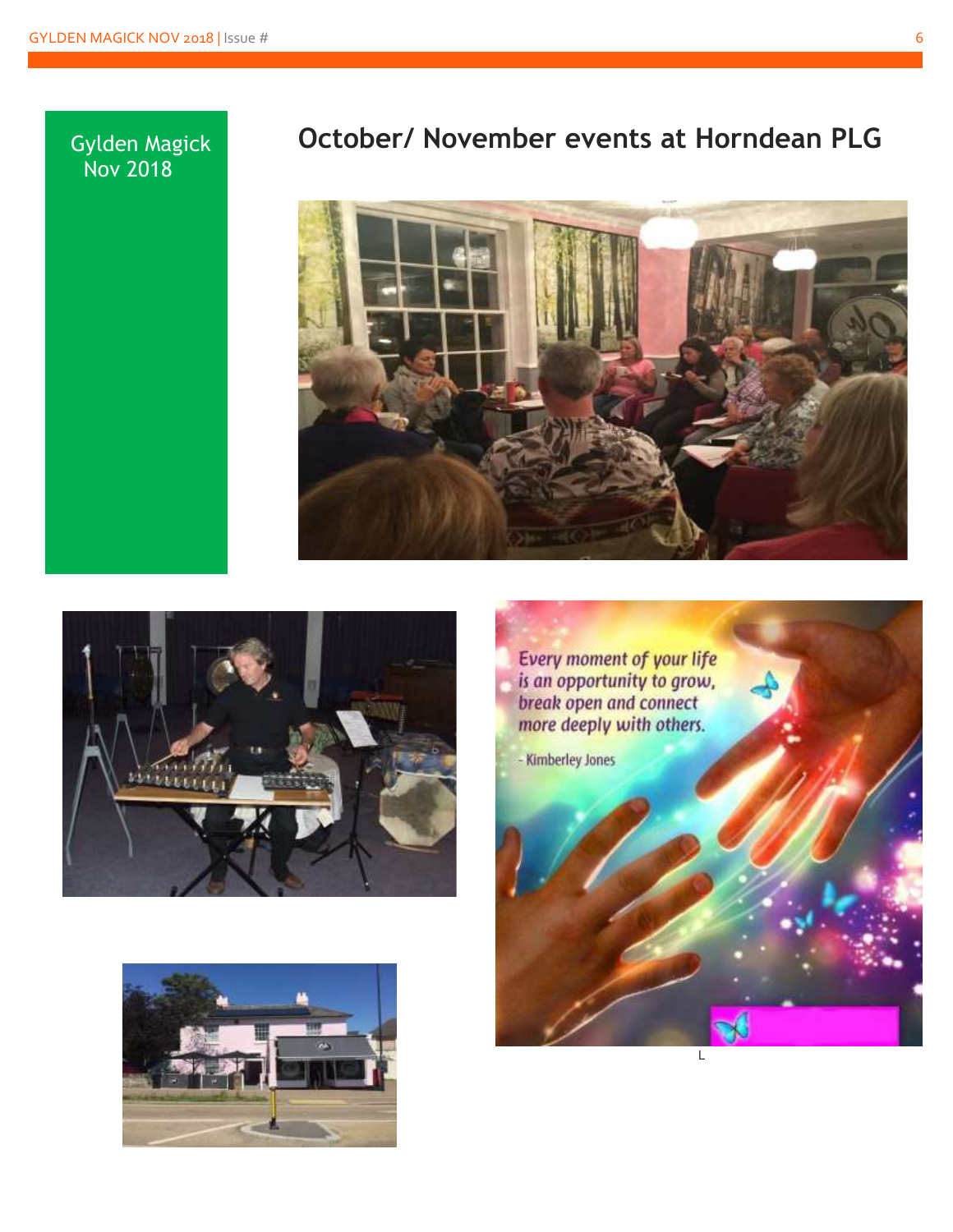Gylden Magick Nov 2018

## October/ November events at Horndean PLG

Every moment of your life is an opportunity to grow, break open and connect more deeply with others.

- Kimberley Jones

L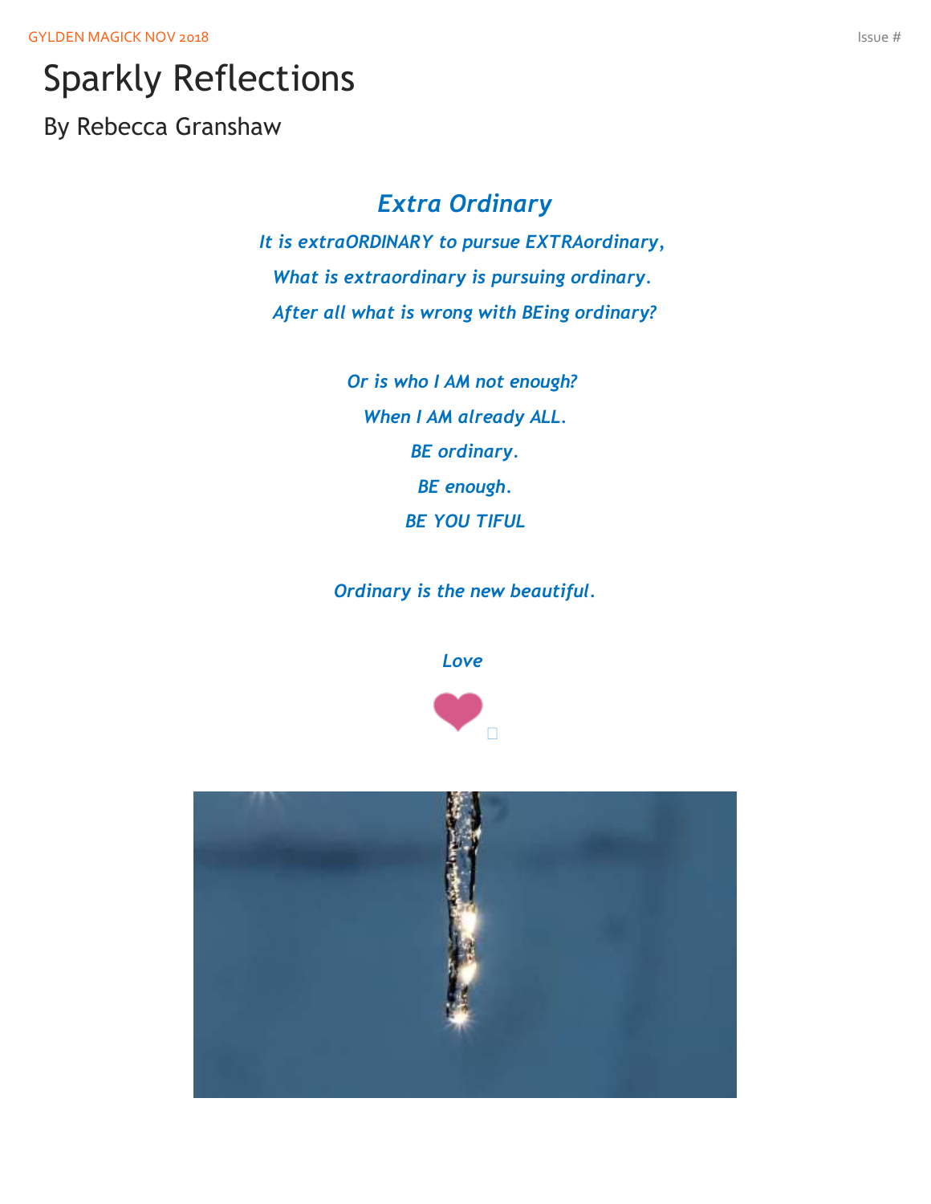# Sparkly Reflections

By Rebecca Granshaw

## *Extra Ordinary*

*It is extraORDINARY to pursue EXTRAordinary,*

*What is extraordinary is pursuing ordinary.*

*After all what is wrong with BEing ordinary?*

*Or is who I AM not enough?*

*When I AM already ALL.*

*BE ordinary.*

*BE enough.*

*BE YOU TIFUL*

*Ordinary is the new beautiful.*

*Love*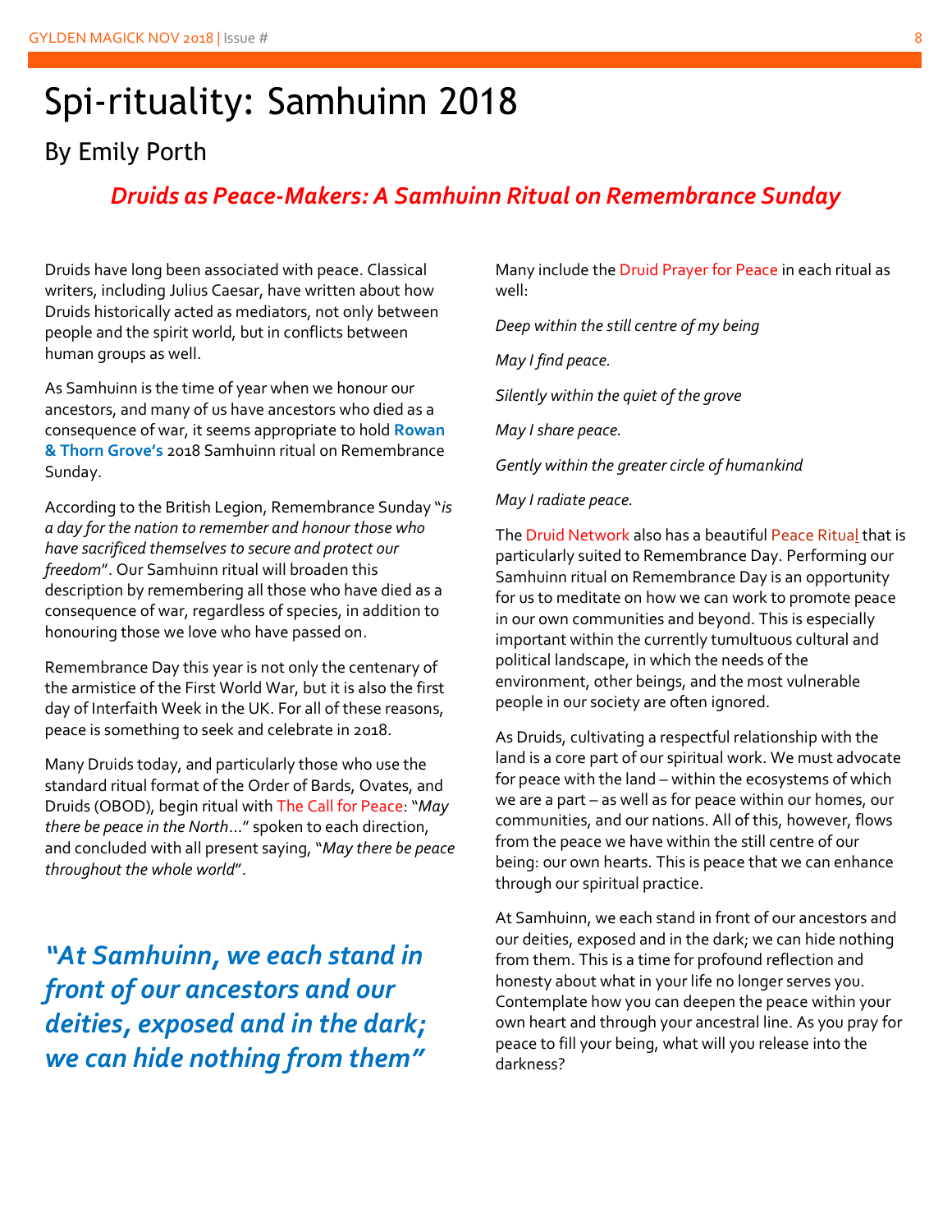# Spi-rituality: Samhuinn 2018

## By Emily Porth

### *Druids as Peace-Makers: A Samhuinn Ritual on Remembrance Sunday*

Druids have long been associated with peace. Classical writers, including Julius Caesar, have written about how Druids historically acted as mediators, not only between people and the spirit world, but in conflicts between human groups as well.

As Samhuinn is the time of year when we honour our ancestors, and many of us have ancestors who died as a consequence of war, it seems appropriate to hold **Rowan & Thorn Grove's** 2018 Samhuinn ritual on Remembrance Sunday.

According to the British Legion, Remembrance Sunday "*is a day for the nation to remember and honour those who have sacrificed themselves to secure and protect our freedom*". Our Samhuinn ritual will broaden this description by remembering all those who have died as a consequence of war, regardless of species, in addition to honouring those we love who have passed on.

Remembrance Day this year is not only the centenary of the armistice of the First World War, but it is also the first day of Interfaith Week in the UK. For all of these reasons, peace is something to seek and celebrate in 2018.

Many Druids today, and particularly those who use the standard ritual format of the Order of Bards, Ovates, and Druids (OBOD), begin ritual with The Call for Peace: "*May there be peace in the North*..." spoken to each direction, and concluded with all present saying, "*May there be peace throughout the whole world*".

> ***"At Samhuinn, we each stand in front of our ancestors and our deities, exposed and in the dark; we can hide nothing from them"***

Many include the Druid Prayer for Peace in each ritual as well:

*Deep within the still centre of my being*

*May I find peace.*

*Silently within the quiet of the grove*

*May I share peace.*

*Gently within the greater circle of humankind*

*May I radiate peace.*

The Druid Network also has a beautiful Peace Ritual that is particularly suited to Remembrance Day. Performing our Samhuinn ritual on Remembrance Day is an opportunity for us to meditate on how we can work to promote peace in our own communities and beyond. This is especially important within the currently tumultuous cultural and political landscape, in which the needs of the environment, other beings, and the most vulnerable people in our society are often ignored.

As Druids, cultivating a respectful relationship with the land is a core part of our spiritual work. We must advocate for peace with the land – within the ecosystems of which we are a part – as well as for peace within our homes, our communities, and our nations. All of this, however, flows from the peace we have within the still centre of our being: our own hearts. This is peace that we can enhance through our spiritual practice.

At Samhuinn, we each stand in front of our ancestors and our deities, exposed and in the dark; we can hide nothing from them. This is a time for profound reflection and honesty about what in your life no longer serves you. Contemplate how you can deepen the peace within your own heart and through your ancestral line. As you pray for peace to fill your being, what will you release into the darkness?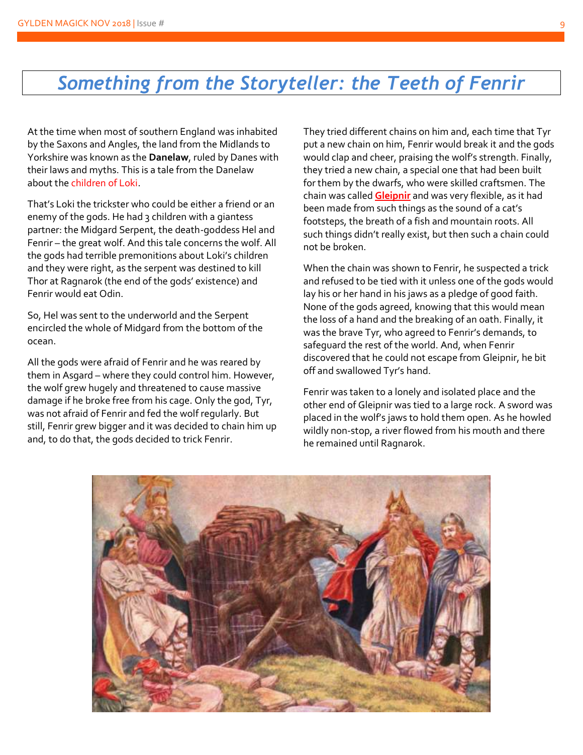# Something from the Storyteller: the Teeth of Fenrir

At the time when most of southern England was inhabited by the Saxons and Angles, the land from the Midlands to Yorkshire was known as the **Danelaw**, ruled by Danes with their laws and myths. This is a tale from the Danelaw about the children of Loki.

That's Loki the trickster who could be either a friend or an enemy of the gods. He had 3 children with a giantess partner: the Midgard Serpent, the death-goddess Hel and Fenrir – the great wolf. And this tale concerns the wolf. All the gods had terrible premonitions about Loki's children and they were right, as the serpent was destined to kill Thor at Ragnarok (the end of the gods' existence) and Fenrir would eat Odin.

So, Hel was sent to the underworld and the Serpent encircled the whole of Midgard from the bottom of the ocean.

All the gods were afraid of Fenrir and he was reared by them in Asgard – where they could control him. However, the wolf grew hugely and threatened to cause massive damage if he broke free from his cage. Only the god, Tyr, was not afraid of Fenrir and fed the wolf regularly. But still, Fenrir grew bigger and it was decided to chain him up and, to do that, the gods decided to trick Fenrir.

They tried different chains on him and, each time that Tyr put a new chain on him, Fenrir would break it and the gods would clap and cheer, praising the wolf's strength. Finally, they tried a new chain, a special one that had been built for them by the dwarfs, who were skilled craftsmen. The chain was called **Gleipnir** and was very flexible, as it had been made from such things as the sound of a cat's footsteps, the breath of a fish and mountain roots. All such things didn't really exist, but then such a chain could not be broken.

When the chain was shown to Fenrir, he suspected a trick and refused to be tied with it unless one of the gods would lay his or her hand in his jaws as a pledge of good faith. None of the gods agreed, knowing that this would mean the loss of a hand and the breaking of an oath. Finally, it was the brave Tyr, who agreed to Fenrir's demands, to safeguard the rest of the world. And, when Fenrir discovered that he could not escape from Gleipnir, he bit off and swallowed Tyr's hand.

Fenrir was taken to a lonely and isolated place and the other end of Gleipnir was tied to a large rock. A sword was placed in the wolf's jaws to hold them open. As he howled wildly non-stop, a river flowed from his mouth and there he remained until Ragnarok.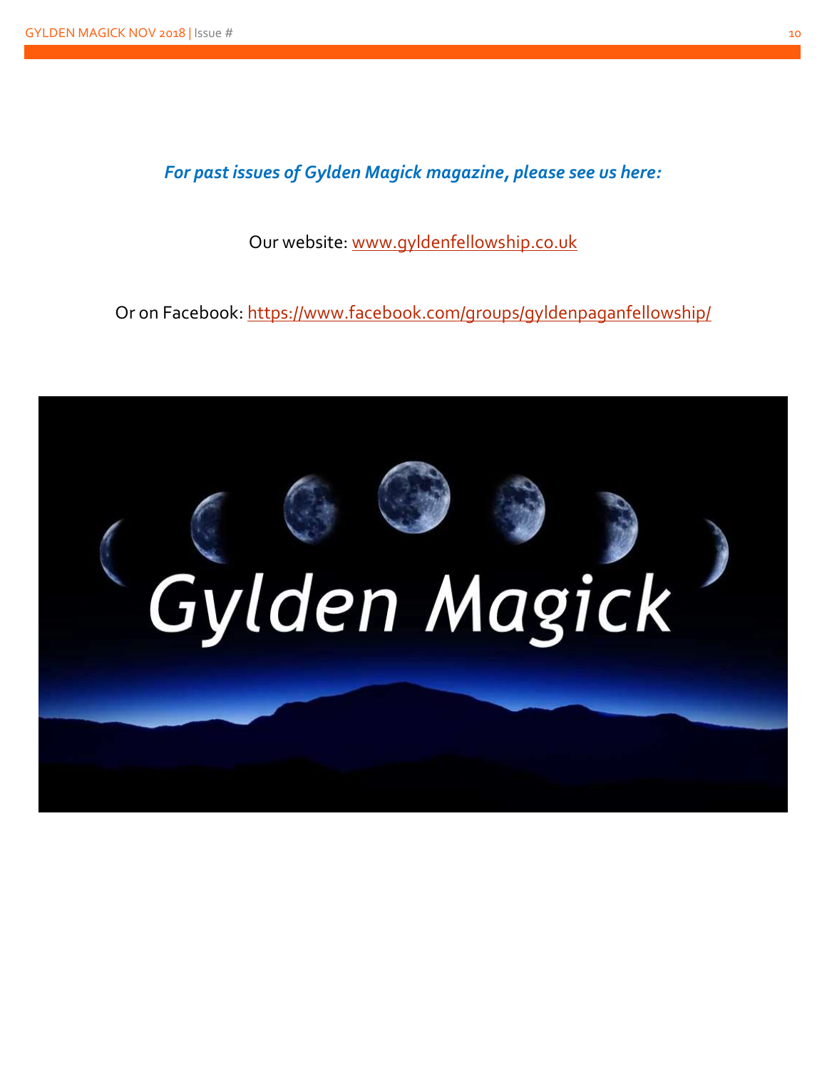***For past issues of Gylden Magick magazine, please see us here:***

Our website: [www.gyldenfellowship.co.uk](http://www.gyldenfellowship.co.uk)

Or on Facebook: [https://www.facebook.com/groups/gyldenpaganfellowship/](https://www.facebook.com/groups/gyldenpaganfellowship/)